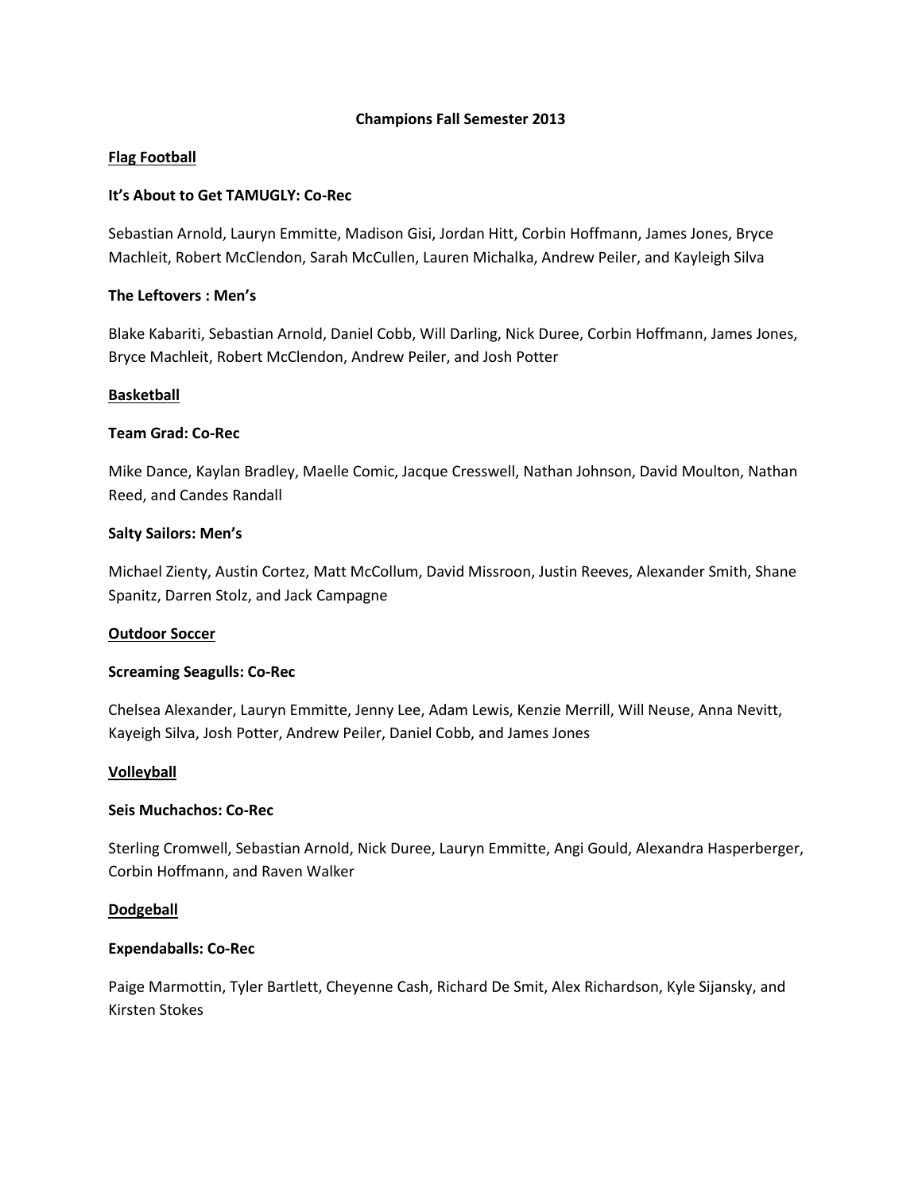# Champions Fall Semester 2013

## Flag Football

### It's About to Get TAMUGLY: Co-Rec

Sebastian Arnold, Lauryn Emmitte, Madison Gisi, Jordan Hitt, Corbin Hoffmann, James Jones, Bryce Machleit, Robert McClendon, Sarah McCullen, Lauren Michalka, Andrew Peiler, and Kayleigh Silva

### The Leftovers : Men's

Blake Kabariti, Sebastian Arnold, Daniel Cobb, Will Darling, Nick Duree, Corbin Hoffmann, James Jones, Bryce Machleit, Robert McClendon, Andrew Peiler, and Josh Potter

## Basketball

### Team Grad: Co-Rec

Mike Dance, Kaylan Bradley, Maelle Comic, Jacque Cresswell, Nathan Johnson, David Moulton, Nathan Reed, and Candes Randall

### Salty Sailors: Men's

Michael Zienty, Austin Cortez, Matt McCollum, David Missroon, Justin Reeves, Alexander Smith, Shane Spanitz, Darren Stolz, and Jack Campagne

## Outdoor Soccer

### Screaming Seagulls: Co-Rec

Chelsea Alexander, Lauryn Emmitte, Jenny Lee, Adam Lewis, Kenzie Merrill, Will Neuse, Anna Nevitt, Kayeigh Silva, Josh Potter, Andrew Peiler, Daniel Cobb, and James Jones

## Volleyball

### Seis Muchachos: Co-Rec

Sterling Cromwell, Sebastian Arnold, Nick Duree, Lauryn Emmitte, Angi Gould, Alexandra Hasperberger, Corbin Hoffmann, and Raven Walker

## Dodgeball

### Expendaballs: Co-Rec

Paige Marmottin, Tyler Bartlett, Cheyenne Cash, Richard De Smit, Alex Richardson, Kyle Sijansky, and Kirsten Stokes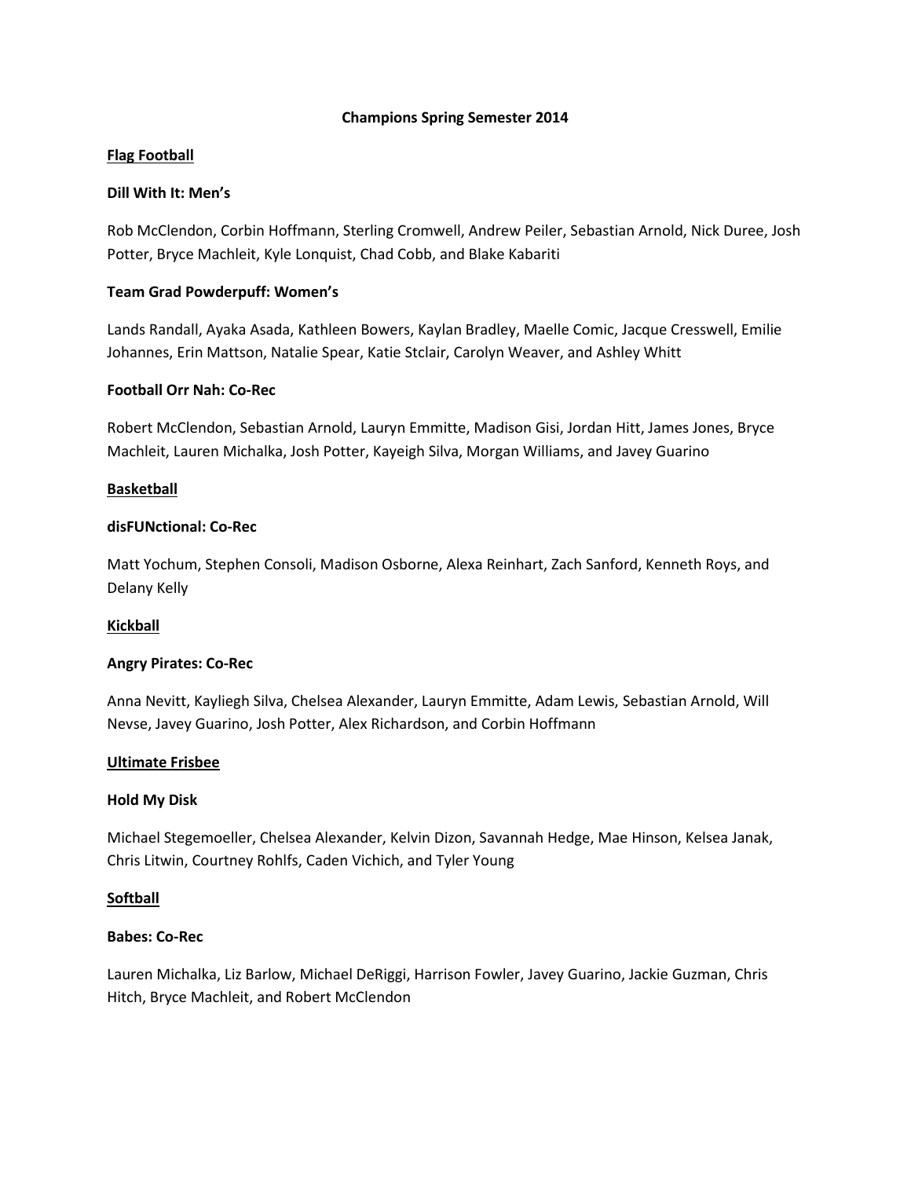# Champions Spring Semester 2014

## Flag Football

### Dill With It: Men's

Rob McClendon, Corbin Hoffmann, Sterling Cromwell, Andrew Peiler, Sebastian Arnold, Nick Duree, Josh Potter, Bryce Machleit, Kyle Lonquist, Chad Cobb, and Blake Kabariti

### Team Grad Powderpuff: Women's

Lands Randall, Ayaka Asada, Kathleen Bowers, Kaylan Bradley, Maelle Comic, Jacque Cresswell, Emilie Johannes, Erin Mattson, Natalie Spear, Katie Stclair, Carolyn Weaver, and Ashley Whitt

### Football Orr Nah: Co-Rec

Robert McClendon, Sebastian Arnold, Lauryn Emmitte, Madison Gisi, Jordan Hitt, James Jones, Bryce Machleit, Lauren Michalka, Josh Potter, Kayeigh Silva, Morgan Williams, and Javey Guarino

## Basketball

### disFUNctional: Co-Rec

Matt Yochum, Stephen Consoli, Madison Osborne, Alexa Reinhart, Zach Sanford, Kenneth Roys, and Delany Kelly

## Kickball

### Angry Pirates: Co-Rec

Anna Nevitt, Kayliegh Silva, Chelsea Alexander, Lauryn Emmitte, Adam Lewis, Sebastian Arnold, Will Nevse, Javey Guarino, Josh Potter, Alex Richardson, and Corbin Hoffmann

## Ultimate Frisbee

### Hold My Disk

Michael Stegemoeller, Chelsea Alexander, Kelvin Dizon, Savannah Hedge, Mae Hinson, Kelsea Janak, Chris Litwin, Courtney Rohlfs, Caden Vichich, and Tyler Young

## Softball

### Babes: Co-Rec

Lauren Michalka, Liz Barlow, Michael DeRiggi, Harrison Fowler, Javey Guarino, Jackie Guzman, Chris Hitch, Bryce Machleit, and Robert McClendon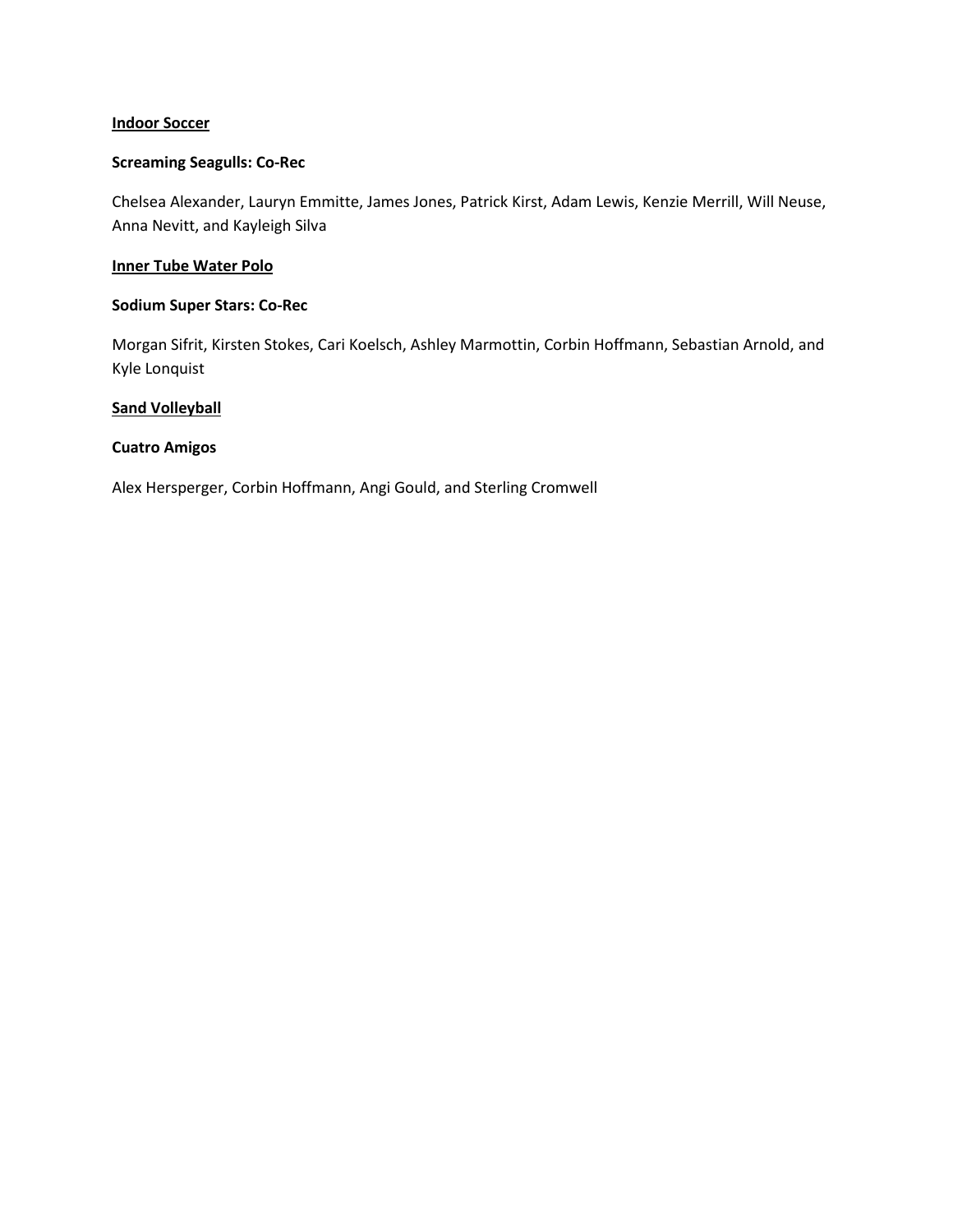**<u>Indoor Soccer</u>**

**Screaming Seagulls: Co-Rec**

Chelsea Alexander, Lauryn Emmitte, James Jones, Patrick Kirst, Adam Lewis, Kenzie Merrill, Will Neuse, Anna Nevitt, and Kayleigh Silva

**<u>Inner Tube Water Polo</u>**

**Sodium Super Stars: Co-Rec**

Morgan Sifrit, Kirsten Stokes, Cari Koelsch, Ashley Marmottin, Corbin Hoffmann, Sebastian Arnold, and Kyle Lonquist

**<u>Sand Volleyball</u>**

**Cuatro Amigos**

Alex Hersperger, Corbin Hoffmann, Angi Gould, and Sterling Cromwell